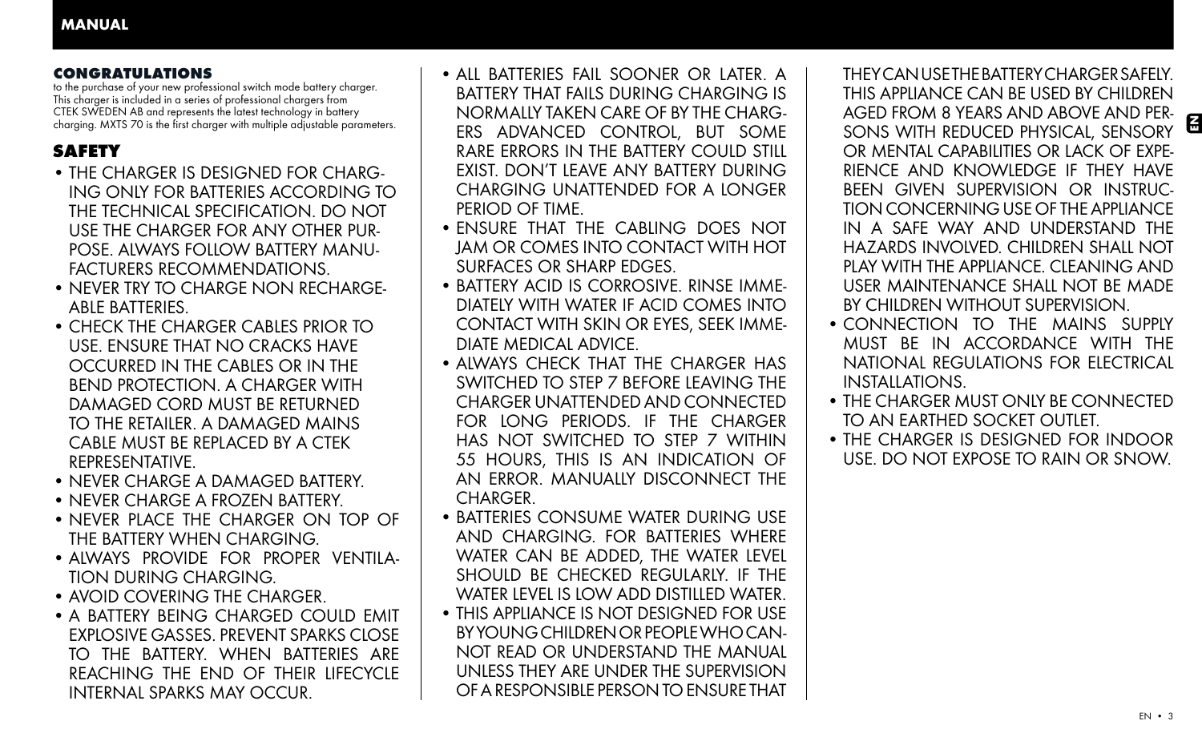## CONGRATULATIONS

to the purchase of your new professional switch mode battery charger. This charger is included in a series of professional chargers from CTEK SWEDEN AB and represents the latest technology in battery charging. MXTS 70 is the first charger with multiple adjustable parameters.

## SAFETY

- THE CHARGER IS DESIGNED FOR CHARGING ONLY FOR BATTERIES ACCORDING TO THE TECHNICAL SPECIFICATION. DO NOT USE THE CHARGER FOR ANY OTHER PURPOSE. ALWAYS FOLLOW BATTERY MANUFACTURERS RECOMMENDATIONS.
- NEVER TRY TO CHARGE NON RECHARGEABLE BATTERIES.
- CHECK THE CHARGER CABLES PRIOR TO USE. ENSURE THAT NO CRACKS HAVE OCCURRED IN THE CABLES OR IN THE BEND PROTECTION. A CHARGER WITH DAMAGED CORD MUST BE RETURNED TO THE RETAILER. A DAMAGED MAINS CABLE MUST BE REPLACED BY A CTEK REPRESENTATIVE.
- NEVER CHARGE A DAMAGED BATTERY.
- NEVER CHARGE A FROZEN BATTERY.
- NEVER PLACE THE CHARGER ON TOP OF THE BATTERY WHEN CHARGING.
- ALWAYS PROVIDE FOR PROPER VENTILATION DURING CHARGING.
- AVOID COVERING THE CHARGER.
- A BATTERY BEING CHARGED COULD EMIT EXPLOSIVE GASSES. PREVENT SPARKS CLOSE TO THE BATTERY. WHEN BATTERIES ARE REACHING THE END OF THEIR LIFECYCLE INTERNAL SPARKS MAY OCCUR.
- ALL BATTERIES FAIL SOONER OR LATER. A BATTERY THAT FAILS DURING CHARGING IS NORMALLY TAKEN CARE OF BY THE CHARGERS ADVANCED CONTROL, BUT SOME RARE ERRORS IN THE BATTERY COULD STILL EXIST. DON'T LEAVE ANY BATTERY DURING CHARGING UNATTENDED FOR A LONGER PERIOD OF TIME.
- ENSURE THAT THE CABLING DOES NOT JAM OR COMES INTO CONTACT WITH HOT SURFACES OR SHARP EDGES.
- BATTERY ACID IS CORROSIVE. RINSE IMMEDIATELY WITH WATER IF ACID COMES INTO CONTACT WITH SKIN OR EYES, SEEK IMMEDIATE MEDICAL ADVICE.
- ALWAYS CHECK THAT THE CHARGER HAS SWITCHED TO STEP 7 BEFORE LEAVING THE CHARGER UNATTENDED AND CONNECTED FOR LONG PERIODS. IF THE CHARGER HAS NOT SWITCHED TO STEP 7 WITHIN 55 HOURS, THIS IS AN INDICATION OF AN ERROR. MANUALLY DISCONNECT THE CHARGER.
- BATTERIES CONSUME WATER DURING USE AND CHARGING. FOR BATTERIES WHERE WATER CAN BE ADDED, THE WATER LEVEL SHOULD BE CHECKED REGULARLY. IF THE WATER LEVEL IS LOW ADD DISTILLED WATER.
- THIS APPLIANCE IS NOT DESIGNED FOR USE BY YOUNG CHILDREN OR PEOPLE WHO CANNOT READ OR UNDERSTAND THE MANUAL UNLESS THEY ARE UNDER THE SUPERVISION OF A RESPONSIBLE PERSON TO ENSURE THAT THEY CAN USE THE BATTERY CHARGER SAFELY. THIS APPLIANCE CAN BE USED BY CHILDREN AGED FROM 8 YEARS AND ABOVE AND PERSONS WITH REDUCED PHYSICAL, SENSORY OR MENTAL CAPABILITIES OR LACK OF EXPERIENCE AND KNOWLEDGE IF THEY HAVE BEEN GIVEN SUPERVISION OR INSTRUCTION CONCERNING USE OF THE APPLIANCE IN A SAFE WAY AND UNDERSTAND THE HAZARDS INVOLVED. CHILDREN SHALL NOT PLAY WITH THE APPLIANCE. CLEANING AND USER MAINTENANCE SHALL NOT BE MADE BY CHILDREN WITHOUT SUPERVISION.
- CONNECTION TO THE MAINS SUPPLY MUST BE IN ACCORDANCE WITH THE NATIONAL REGULATIONS FOR ELECTRICAL INSTALLATIONS.
- THE CHARGER MUST ONLY BE CONNECTED TO AN EARTHED SOCKET OUTLET.
- THE CHARGER IS DESIGNED FOR INDOOR USE. DO NOT EXPOSE TO RAIN OR SNOW.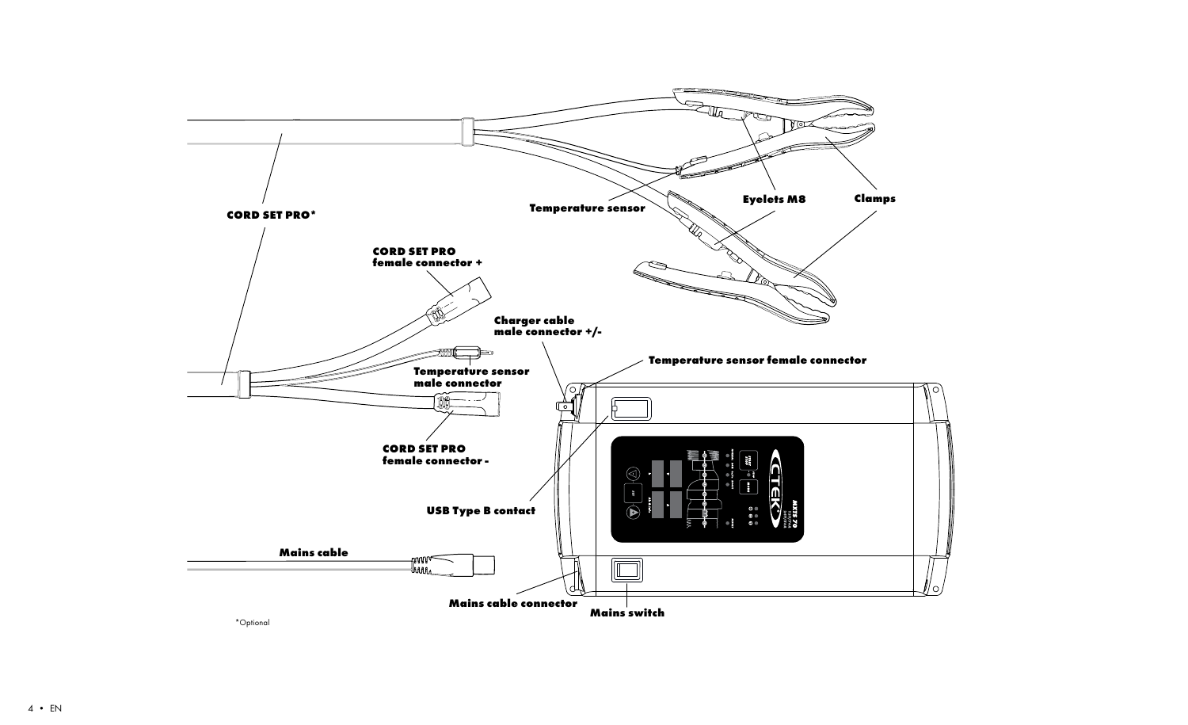CORD SET PRO*

Temperature sensor

Eyelets M8

Clamps

CORD SET PRO female connector +

Charger cable male connector +/-

Temperature sensor female connector

Temperature sensor male connector

CORD SET PRO female connector -

USB Type B contact

Mains cable

Mains cable connector

Mains switch

*Optional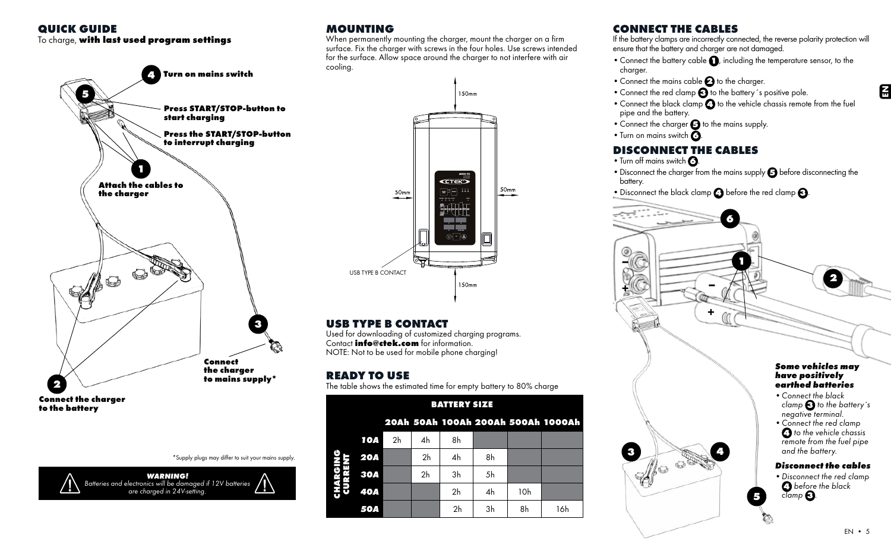## QUICK GUIDE

To charge, **with last used program settings**

**4** **Turn on mains switch**

**5** **Press START/STOP-button to start charging**

**Press the START/STOP-button to interrupt charging**

**1** **Attach the cables to the charger**

**2** **Connect the charger to the battery**

**3** **Connect the charger to the mains supply***

*Supply plugs may differ to suit your mains supply.

***WARNING!***
*Batteries and electronics will be damaged if 12V batteries are charged in 24V-setting.*

## MOUNTING

When permanently mounting the charger, mount the charger on a firm surface. Fix the charger with screws in the four holes. Use screws intended for the surface. Allow space around the charger to not interfere with air cooling.

150mm

50mm

50mm

150mm

USB TYPE B CONTACT

## USB TYPE B CONTACT

Used for downloading of customized charging programs.
Contact **info@ctek.com** for information.
NOTE: Not to be used for mobile phone charging!

## READY TO USE

The table shows the estimated time for empty battery to 80% charge

| CHARGING CURRENT | BATTERY SIZE | | | | | |
|---|---|---|---|---|---|---|
| | **20Ah** | **50Ah** | **100Ah** | **200Ah** | **500Ah** | **1000Ah** |
| **10A** | 2h | 4h | 8h | | | |
| **20A** | | 2h | 4h | 8h | | |
| **30A** | | 2h | 3h | 5h | | |
| **40A** | | | 2h | 4h | 10h | |
| **50A** | | | 2h | 3h | 8h | 16h |

## CONNECT THE CABLES

If the battery clamps are incorrectly connected, the reverse polarity protection will ensure that the battery and charger are not damaged.

- Connect the battery cable **1**, including the temperature sensor, to the charger.
- Connect the mains cable **2** to the charger.
- Connect the red clamp **3** to the battery´s positive pole.
- Connect the black clamp **4** to the vehicle chassis remote from the fuel pipe and the battery.
- Connect the charger **5** to the mains supply.
- Turn on mains switch **6**.

## DISCONNECT THE CABLES

- Turn off mains switch **6**.
- Disconnect the charger from the mains supply **5** before disconnecting the battery.
- Disconnect the black clamp **4** before the red clamp **3**.

***Some vehicles may have positively earthed batteries***

- *Connect the black clamp* **3** *to the battery´s negative terminal.*
- *Connect the red clamp* **4** *to the vehicle chassis remote from the fuel pipe and the battery.*

***Disconnect the cables***

- *Disconnect the red clamp* **4** *before the black clamp* **3**.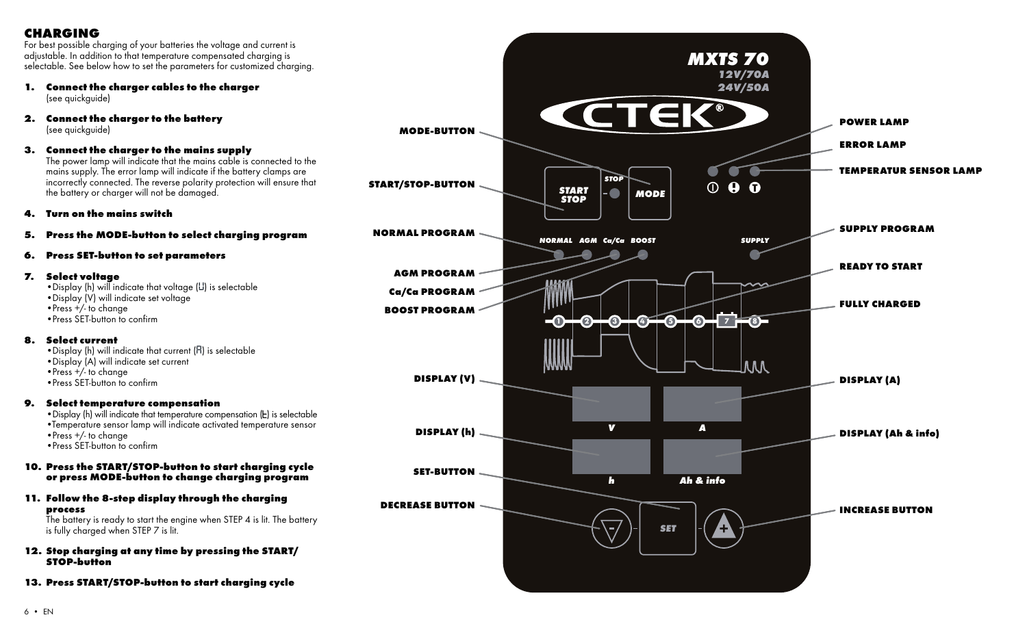## CHARGING

For best possible charging of your batteries the voltage and current is adjustable. In addition to that temperature compensated charging is selectable. See below how to set the parameters for customized charging.

1. **Connect the charger cables to the charger**
   (see quickguide)

2. **Connect the charger to the battery**
   (see quickguide)

3. **Connect the charger to the mains supply**
   The power lamp will indicate that the mains cable is connected to the mains supply. The error lamp will indicate if the battery clamps are incorrectly connected. The reverse polarity protection will ensure that the battery or charger will not be damaged.

4. **Turn on the mains switch**

5. **Press the MODE-button to select charging program**

6. **Press SET-button to set parameters**

7. **Select voltage**
   - Display (h) will indicate that voltage (U) is selectable
   - Display (V) will indicate set voltage
   - Press +/- to change
   - Press SET-button to confirm

8. **Select current**
   - Display (h) will indicate that current (A) is selectable
   - Display (A) will indicate set current
   - Press +/- to change
   - Press SET-button to confirm

9. **Select temperature compensation**
   - Display (h) will indicate that temperature compensation (t) is selectable
   - Temperature sensor lamp will indicate activated temperature sensor
   - Press +/- to change
   - Press SET-button to confirm

10. **Press the START/STOP-button to start charging cycle or press MODE-button to change charging program**

11. **Follow the 8-step display through the charging process**
    The battery is ready to start the engine when STEP 4 is lit. The battery is fully charged when STEP 7 is lit.

12. **Stop charging at any time by pressing the START/STOP-button**

13. **Press START/STOP-button to start charging cycle**

**MXTS 70**
**12V/70A**
**24V/50A**

CTEK®

MODE-BUTTON

START/STOP-BUTTON

NORMAL PROGRAM

AGM PROGRAM

Ca/Ca PROGRAM

BOOST PROGRAM

DISPLAY (V)

DISPLAY (h)

SET-BUTTON

DECREASE BUTTON

POWER LAMP

ERROR LAMP

TEMPERATUR SENSOR LAMP

SUPPLY PROGRAM

READY TO START

FULLY CHARGED

DISPLAY (A)

DISPLAY (Ah & info)

INCREASE BUTTON

START STOP – STOP – MODE

NORMAL AGM Ca/Ca BOOST SUPPLY

1 2 3 4 5 6 7 8

V A

h Ah & info

– SET +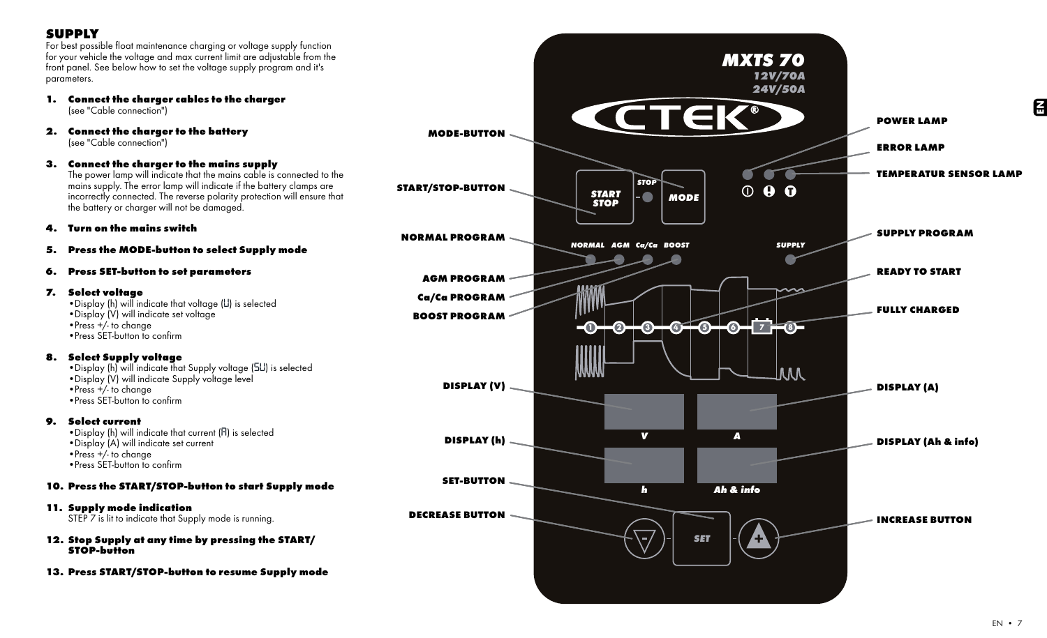## SUPPLY

For best possible float maintenance charging or voltage supply function for your vehicle the voltage and max current limit are adjustable from the front panel. See below how to set the voltage supply program and it's parameters.

1. **Connect the charger cables to the charger**
   (see "Cable connection")
2. **Connect the charger to the battery**
   (see "Cable connection")
3. **Connect the charger to the mains supply**
   The power lamp will indicate that the mains cable is connected to the mains supply. The error lamp will indicate if the battery clamps are incorrectly connected. The reverse polarity protection will ensure that the battery or charger will not be damaged.
4. **Turn on the mains switch**
5. **Press the MODE-button to select Supply mode**
6. **Press SET-button to set parameters**
7. **Select voltage**
   - Display (h) will indicate that voltage (U) is selected
   - Display (V) will indicate set voltage
   - Press +/- to change
   - Press SET-button to confirm
8. **Select Supply voltage**
   - Display (h) will indicate that Supply voltage (SU) is selected
   - Display (V) will indicate Supply voltage level
   - Press +/- to change
   - Press SET-button to confirm
9. **Select current**
   - Display (h) will indicate that current (A) is selected
   - Display (A) will indicate set current
   - Press +/- to change
   - Press SET-button to confirm
10. **Press the START/STOP-button to start Supply mode**
11. **Supply mode indication**
    STEP 7 is lit to indicate that Supply mode is running.
12. **Stop Supply at any time by pressing the START/STOP-button**
13. **Press START/STOP-button to resume Supply mode**

MXTS 70
12V/70A
24V/50A

CTEK

MODE-BUTTON
START/STOP-BUTTON
NORMAL PROGRAM
AGM PROGRAM
Ca/Ca PROGRAM
BOOST PROGRAM
DISPLAY (V)
DISPLAY (h)
SET-BUTTON
DECREASE BUTTON

POWER LAMP
ERROR LAMP
TEMPERATUR SENSOR LAMP
SUPPLY PROGRAM
READY TO START
FULLY CHARGED
DISPLAY (A)
DISPLAY (Ah & info)
INCREASE BUTTON

START STOP
STOP
MODE
NORMAL AGM Ca/Ca BOOST
SUPPLY
1 2 3 4 5 6 7 8
V
A
h
Ah & info
SET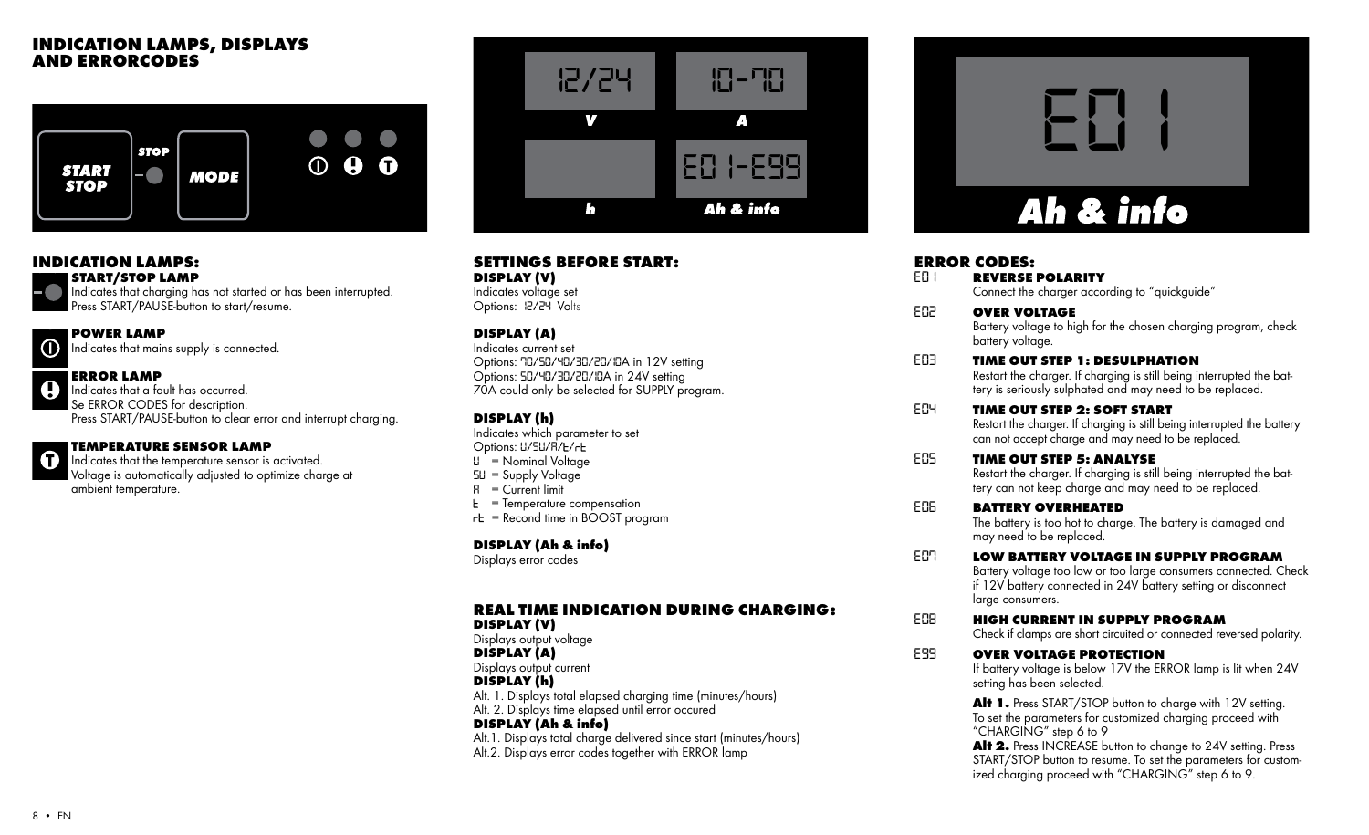## INDICATION LAMPS, DISPLAYS AND ERRORCODES

START STOP | STOP | MODE

### INDICATION LAMPS:

**START/STOP LAMP**
Indicates that charging has not started or has been interrupted.
Press START/PAUSE-button to start/resume.

**POWER LAMP**
Indicates that mains supply is connected.

**ERROR LAMP**
Indicates that a fault has occurred.
Se ERROR CODES for description.
Press START/PAUSE-button to clear error and interrupt charging.

**TEMPERATURE SENSOR LAMP**
Indicates that the temperature sensor is activated.
Voltage is automatically adjusted to optimize charge at ambient temperature.

12/24 V | 10-70 A | h | E01-E99 Ah & info

### SETTINGS BEFORE START:

**DISPLAY (V)**
Indicates voltage set
Options: 12/24 Volts

**DISPLAY (A)**
Indicates current set
Options: 70/50/40/30/20/10A in 12V setting
Options: 50/40/30/20/10A in 24V setting
70A could only be selected for SUPPLY program.

**DISPLAY (h)**
Indicates which parameter to set
Options: U/SU/A/t/rt
U = Nominal Voltage
SU = Supply Voltage
A = Current limit
t = Temperature compensation
rt = Recond time in BOOST program

**DISPLAY (Ah & info)**
Displays error codes

### REAL TIME INDICATION DURING CHARGING:

**DISPLAY (V)**
Displays output voltage

**DISPLAY (A)**
Displays output current

**DISPLAY (h)**
Alt. 1. Displays total elapsed charging time (minutes/hours)
Alt. 2. Displays time elapsed until error occured

**DISPLAY (Ah & info)**
Alt.1. Displays total charge delivered since start (minutes/hours)
Alt.2. Displays error codes together with ERROR lamp

E01 Ah & info

### ERROR CODES:

**E01 REVERSE POLARITY**
Connect the charger according to "quickguide"

**E02 OVER VOLTAGE**
Battery voltage to high for the chosen charging program, check battery voltage.

**E03 TIME OUT STEP 1: DESULPHATION**
Restart the charger. If charging is still being interrupted the battery is seriously sulphated and may need to be replaced.

**E04 TIME OUT STEP 2: SOFT START**
Restart the charger. If charging is still being interrupted the battery can not accept charge and may need to be replaced.

**E05 TIME OUT STEP 5: ANALYSE**
Restart the charger. If charging is still being interrupted the battery can not keep charge and may need to be replaced.

**E06 BATTERY OVERHEATED**
The battery is too hot to charge. The battery is damaged and may need to be replaced.

**E07 LOW BATTERY VOLTAGE IN SUPPLY PROGRAM**
Battery voltage too low or too large consumers connected. Check if 12V battery connected in 24V battery setting or disconnect large consumers.

**E08 HIGH CURRENT IN SUPPLY PROGRAM**
Check if clamps are short circuited or connected reversed polarity.

**E99 OVER VOLTAGE PROTECTION**
If battery voltage is below 17V the ERROR lamp is lit when 24V setting has been selected.

**Alt 1.** Press START/STOP button to charge with 12V setting. To set the parameters for customized charging proceed with "CHARGING" step 6 to 9

**Alt 2.** Press INCREASE button to change to 24V setting. Press START/STOP button to resume. To set the parameters for customized charging proceed with "CHARGING" step 6 to 9.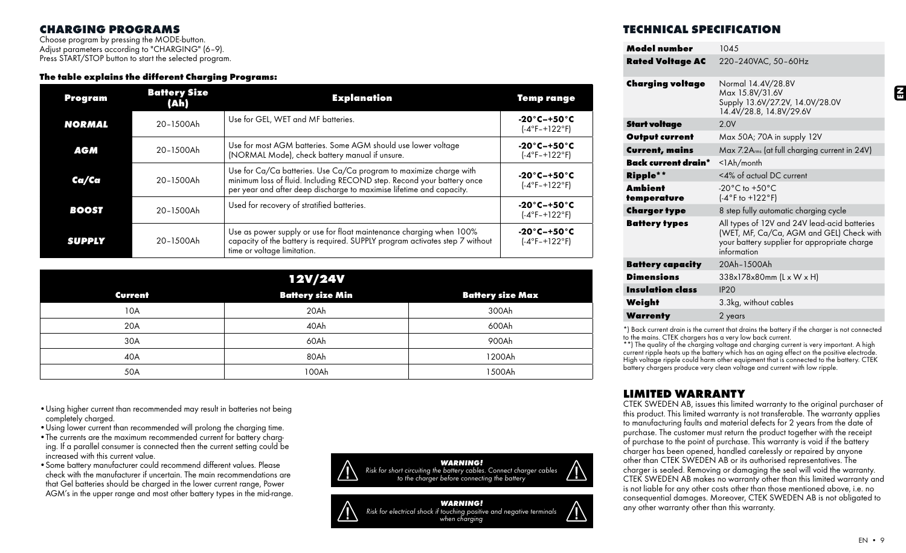## CHARGING PROGRAMS

Choose program by pressing the MODE-button.
Adjust parameters according to "CHARGING" (6–9).
Press START/STOP button to start the selected program.

**The table explains the different Charging Programs:**

| Program | Battery Size (Ah) | Explanation | Temp range |
|---|---|---|---|
| ***NORMAL*** | 20–1500Ah | Use for GEL, WET and MF batteries. | **-20°C–+50°C** (-4°F–+122°F) |
| ***AGM*** | 20–1500Ah | Use for most AGM batteries. Some AGM should use lower voltage (NORMAL Mode), check battery manual if unsure. | **-20°C–+50°C** (-4°F–+122°F) |
| ***Ca/Ca*** | 20–1500Ah | Use for Ca/Ca batteries. Use Ca/Ca program to maximize charge with minimum loss of fluid. Including RECOND step. Recond your battery once per year and after deep discharge to maximise lifetime and capacity. | **-20°C–+50°C** (-4°F–+122°F) |
| ***BOOST*** | 20–1500Ah | Used for recovery of stratified batteries. | **-20°C–+50°C** (-4°F–+122°F) |
| ***SUPPLY*** | 20–1500Ah | Use as power supply or use for float maintenance charging when 100% capacity of the battery is required. SUPPLY program activates step 7 without time or voltage limitation. | **-20°C–+50°C** (-4°F–+122°F) |

| 12V/24V | | |
|---|---|---|
| **Current** | **Battery size Min** | **Battery size Max** |
| 10A | 20Ah | 300Ah |
| 20A | 40Ah | 600Ah |
| 30A | 60Ah | 900Ah |
| 40A | 80Ah | 1200Ah |
| 50A | 100Ah | 1500Ah |

- Using higher current than recommended may result in batteries not being completely charged.
- Using lower current than recommended will prolong the charging time.
- The currents are the maximum recommended current for battery charging. If a parallel consumer is connected then the current setting could be increased with this current value.
- Some battery manufacturer could recommend different values. Please check with the manufacturer if uncertain. The main recommendations are that Gel batteries should be charged in the lower current range, Power AGM's in the upper range and most other battery types in the mid-range.

***WARNING!***
*Risk for short circuiting the battery cables. Connect charger cables to the charger before connecting the battery*

***WARNING!***
*Risk for electrical shock if touching positive and negative terminals when charging*

## TECHNICAL SPECIFICATION

| | |
|---|---|
| **Model number** | 1045 |
| **Rated Voltage AC** | 220–240VAC, 50–60Hz |
| **Charging voltage** | Normal 14.4V/28.8V<br>Max 15.8V/31.6V<br>Supply 13.6V/27.2V, 14.0V/28.0V<br>14.4V/28.8, 14.8V/29.6V |
| **Start voltage** | 2.0V |
| **Output current** | Max 50A; 70A in supply 12V |
| **Current, mains** | Max 7.2A$_{rms}$ (at full charging current in 24V) |
| **Back current drain*** | <1Ah/month |
| **Ripple**** | <4% of actual DC current |
| **Ambient temperature** | -20°C to +50°C<br>(-4°F to +122°F) |
| **Charger type** | 8 step fully automatic charging cycle |
| **Battery types** | All types of 12V and 24V lead-acid batteries (WET, MF, Ca/Ca, AGM and GEL) Check with your battery supplier for appropriate charge information |
| **Battery capacity** | 20Ah–1500Ah |
| **Dimensions** | 338x178x80mm (L x W x H) |
| **Insulation class** | IP20 |
| **Weight** | 3.3kg, without cables |
| **Warrenty** | 2 years |

*) Back current drain is the current that drains the battery if the charger is not connected to the mains. CTEK chargers has a very low back current.
**) The quality of the charging voltage and charging current is very important. A high current ripple heats up the battery which has an aging effect on the positive electrode. High voltage ripple could harm other equipment that is connected to the battery. CTEK battery chargers produce very clean voltage and current with low ripple.

## LIMITED WARRANTY

CTEK SWEDEN AB, issues this limited warranty to the original purchaser of this product. This limited warranty is not transferable. The warranty applies to manufacturing faults and material defects for 2 years from the date of purchase. The customer must return the product together with the receipt of purchase to the point of purchase. This warranty is void if the battery charger has been opened, handled carelessly or repaired by anyone other than CTEK SWEDEN AB or its authorised representatives. The charger is sealed. Removing or damaging the seal will void the warranty. CTEK SWEDEN AB makes no warranty other than this limited warranty and is not liable for any other costs other than those mentioned above, i.e. no consequential damages. Moreover, CTEK SWEDEN AB is not obligated to any other warranty other than this warranty.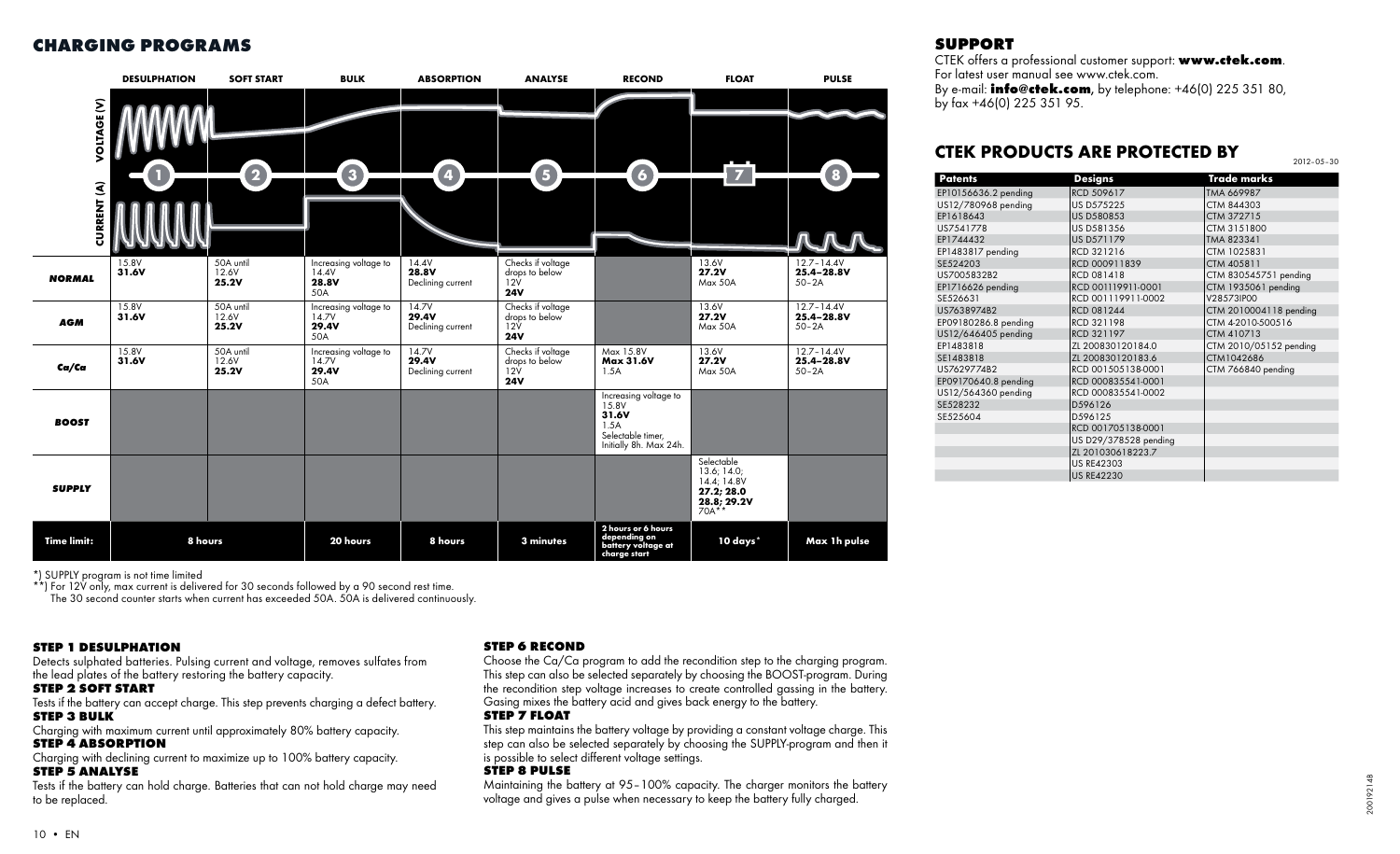## CHARGING PROGRAMS

DESULPHATION, SOFT START, BULK, ABSORPTION, ANALYSE, RECOND, FLOAT, PULSE

VOLTAGE (V)

CURRENT (A)

1 2 3 4 5 6 7 8

| | DESULPHATION | SOFT START | BULK | ABSORPTION | ANALYSE | RECOND | FLOAT | PULSE |
|---|---|---|---|---|---|---|---|---|
| ***NORMAL*** | 15.8V **31.6V** | 50A until 12.6V **25.2V** | Increasing voltage to 14.4V **28.8V** 50A | 14.4V **28.8V** Declining current | Checks if voltage drops to below 12V **24V** | | 13.6V **27.2V** Max 50A | 12.7–14.4V **25.4–28.8V** 50–2A |
| ***AGM*** | 15.8V **31.6V** | 50A until 12.6V **25.2V** | Increasing voltage to 14.7V **29.4V** 50A | 14.7V **29.4V** Declining current | Checks if voltage drops to below 12V **24V** | | 13.6V **27.2V** Max 50A | 12.7–14.4V **25.4–28.8V** 50–2A |
| ***Ca/Ca*** | 15.8V **31.6V** | 50A until 12.6V **25.2V** | Increasing voltage to 14.7V **29.4V** 50A | 14.7V **29.4V** Declining current | Checks if voltage drops to below 12V **24V** | Max 15.8V **Max 31.6V** 1.5A | 13.6V **27.2V** Max 50A | 12.7–14.4V **25.4–28.8V** 50–2A |
| ***BOOST*** | | | | | | Increasing voltage to 15.8V **31.6V** 1.5A Selectable timer, Initially 8h. Max 24h. | | |
| ***SUPPLY*** | | | | | | | Selectable 13.6; 14.0; 14.4; 14.8V **27.2; 28.0 28.8; 29.2V** 70A** | |
| **Time limit:** | **8 hours** | | **20 hours** | **8 hours** | **3 minutes** | **2 hours or 6 hours depending on battery voltage at charge start** | **10 days*** | **Max 1h pulse** |

*) SUPPLY program is not time limited

**) For 12V only, max current is delivered for 30 seconds followed by a 90 second rest time. The 30 second counter starts when current has exceeded 50A. 50A is delivered continuously.

### STEP 1 DESULPHATION

Detects sulphated batteries. Pulsing current and voltage, removes sulfates from the lead plates of the battery restoring the battery capacity.

### STEP 2 SOFT START

Tests if the battery can accept charge. This step prevents charging a defect battery.

### STEP 3 BULK

Charging with maximum current until approximately 80% battery capacity.

### STEP 4 ABSORPTION

Charging with declining current to maximize up to 100% battery capacity.

### STEP 5 ANALYSE

Tests if the battery can hold charge. Batteries that can not hold charge may need to be replaced.

### STEP 6 RECOND

Choose the Ca/Ca program to add the recondition step to the charging program. This step can also be selected separately by choosing the BOOST-program. During the recondition step voltage increases to create controlled gassing in the battery. Gasing mixes the battery acid and gives back energy to the battery.

### STEP 7 FLOAT

This step maintains the battery voltage by providing a constant voltage charge. This step can also be selected separately by choosing the SUPPLY-program and then it is possible to select different voltage settings.

### STEP 8 PULSE

Maintaining the battery at 95–100% capacity. The charger monitors the battery voltage and gives a pulse when necessary to keep the battery fully charged.

## SUPPORT

CTEK offers a professional customer support: **www.ctek.com**.
For latest user manual see www.ctek.com.
By e-mail: **info@ctek.com**, by telephone: +46(0) 225 351 80, by fax +46(0) 225 351 95.

## CTEK PRODUCTS ARE PROTECTED BY

2012-05-30

| Patents | Designs | Trade marks |
|---|---|---|
| EP10156636.2 pending | RCD 509617 | TMA 669987 |
| US12/780968 pending | US D575225 | CTM 844303 |
| EP1618643 | US D580853 | CTM 372715 |
| US7541778 | US D581356 | CTM 3151800 |
| EP1744432 | US D571179 | TMA 823341 |
| EP1483817 pending | RCD 321216 | CTM 1025831 |
| SE524203 | RCD 000911839 | CTM 405811 |
| US7005832B2 | RCD 081418 | CTM 830545751 pending |
| EP1716626 pending | RCD 001119911-0001 | CTM 1935061 pending |
| SE526631 | RCD 001119911-0002 | V28573IP00 |
| US7638974B2 | RCD 081244 | CTM 2010004118 pending |
| EP09180286.8 pending | RCD 321198 | CTM 4-2010-500516 |
| US12/646405 pending | RCD 321197 | CTM 410713 |
| EP1483818 | ZL 200830120184.0 | CTM 2010/05152 pending |
| SE1483818 | ZL 200830120183.6 | CTM1042686 |
| US7629774B2 | RCD 001505138-0001 | CTM 766840 pending |
| EP09170640.8 pending | RCD 000835541-0001 | |
| US12/564360 pending | RCD 000835541-0002 | |
| SE528232 | D596126 | |
| SE525604 | D596125 | |
| | RCD 001705138-0001 | |
| | US D29/378528 pending | |
| | ZL 201030618223.7 | |
| | US RE42303 | |
| | US RE42230 | |

20019214B